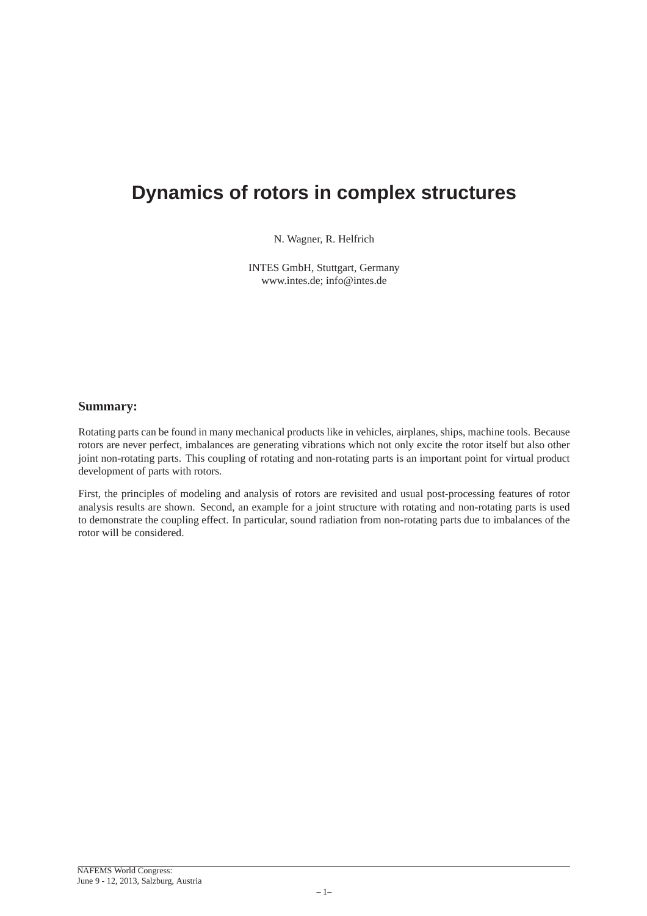# Dynamics of rotors in complex structures

N. Wagner, R. Helfrich

INTES GmbH, Stuttgart, Germany
www.intes.de; info@intes.de

## Summary:

Rotating parts can be found in many mechanical products like in vehicles, airplanes, ships, machine tools. Because rotors are never perfect, imbalances are generating vibrations which not only excite the rotor itself but also other joint non-rotating parts. This coupling of rotating and non-rotating parts is an important point for virtual product development of parts with rotors.

First, the principles of modeling and analysis of rotors are revisited and usual post-processing features of rotor analysis results are shown. Second, an example for a joint structure with rotating and non-rotating parts is used to demonstrate the coupling effect. In particular, sound radiation from non-rotating parts due to imbalances of the rotor will be considered.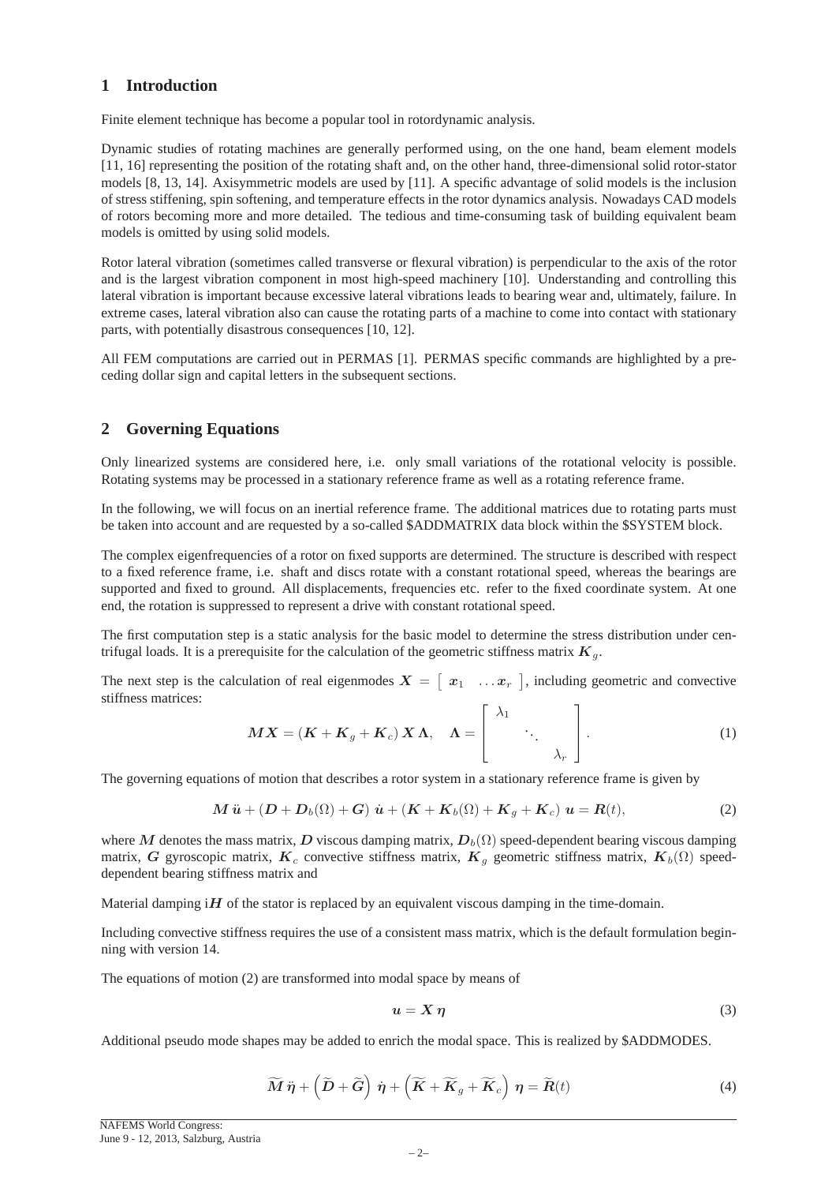## 1 Introduction

Finite element technique has become a popular tool in rotordynamic analysis.

Dynamic studies of rotating machines are generally performed using, on the one hand, beam element models [11, 16] representing the position of the rotating shaft and, on the other hand, three-dimensional solid rotor-stator models [8, 13, 14]. Axisymmetric models are used by [11]. A specific advantage of solid models is the inclusion of stress stiffening, spin softening, and temperature effects in the rotor dynamics analysis. Nowadays CAD models of rotors becoming more and more detailed. The tedious and time-consuming task of building equivalent beam models is omitted by using solid models.

Rotor lateral vibration (sometimes called transverse or flexural vibration) is perpendicular to the axis of the rotor and is the largest vibration component in most high-speed machinery [10]. Understanding and controlling this lateral vibration is important because excessive lateral vibrations leads to bearing wear and, ultimately, failure. In extreme cases, lateral vibration also can cause the rotating parts of a machine to come into contact with stationary parts, with potentially disastrous consequences [10, 12].

All FEM computations are carried out in PERMAS [1]. PERMAS specific commands are highlighted by a preceding dollar sign and capital letters in the subsequent sections.

## 2 Governing Equations

Only linearized systems are considered here, i.e. only small variations of the rotational velocity is possible. Rotating systems may be processed in a stationary reference frame as well as a rotating reference frame.

In the following, we will focus on an inertial reference frame. The additional matrices due to rotating parts must be taken into account and are requested by a so-called $ADDMATRIX data block within the $SYSTEM block.

The complex eigenfrequencies of a rotor on fixed supports are determined. The structure is described with respect to a fixed reference frame, i.e. shaft and discs rotate with a constant rotational speed, whereas the bearings are supported and fixed to ground. All displacements, frequencies etc. refer to the fixed coordinate system. At one end, the rotation is suppressed to represent a drive with constant rotational speed.

The first computation step is a static analysis for the basic model to determine the stress distribution under centrifugal loads. It is a prerequisite for the calculation of the geometric stiffness matrix $\boldsymbol{K}_g$.

The next step is the calculation of real eigenmodes $\boldsymbol{X} = \left[\; \boldsymbol{x}_1 \quad \ldots \boldsymbol{x}_r \;\right]$, including geometric and convective stiffness matrices:

$$\boldsymbol{M}\boldsymbol{X} = (\boldsymbol{K} + \boldsymbol{K}_g + \boldsymbol{K}_c)\,\boldsymbol{X}\,\boldsymbol{\Lambda}, \quad \boldsymbol{\Lambda} = \begin{bmatrix} \lambda_1 & & \\ & \ddots & \\ & & \lambda_r \end{bmatrix}. \tag{1}$$

The governing equations of motion that describes a rotor system in a stationary reference frame is given by

$$\boldsymbol{M}\,\ddot{\boldsymbol{u}} + (\boldsymbol{D} + \boldsymbol{D}_b(\Omega) + \boldsymbol{G})\;\dot{\boldsymbol{u}} + (\boldsymbol{K} + \boldsymbol{K}_b(\Omega) + \boldsymbol{K}_g + \boldsymbol{K}_c)\;\boldsymbol{u} = \boldsymbol{R}(t), \tag{2}$$

where $\boldsymbol{M}$ denotes the mass matrix, $\boldsymbol{D}$ viscous damping matrix, $\boldsymbol{D}_b(\Omega)$ speed-dependent bearing viscous damping matrix, $\boldsymbol{G}$ gyroscopic matrix, $\boldsymbol{K}_c$ convective stiffness matrix, $\boldsymbol{K}_g$ geometric stiffness matrix, $\boldsymbol{K}_b(\Omega)$ speed-dependent bearing stiffness matrix and

Material damping $\mathrm{i}\boldsymbol{H}$ of the stator is replaced by an equivalent viscous damping in the time-domain.

Including convective stiffness requires the use of a consistent mass matrix, which is the default formulation beginning with version 14.

The equations of motion (2) are transformed into modal space by means of

$$\boldsymbol{u} = \boldsymbol{X}\,\boldsymbol{\eta} \tag{3}$$

Additional pseudo mode shapes may be added to enrich the modal space. This is realized by $ADDMODES.

$$\widetilde{\boldsymbol{M}}\,\ddot{\boldsymbol{\eta}} + \left(\widetilde{\boldsymbol{D}} + \widetilde{\boldsymbol{G}}\right)\,\dot{\boldsymbol{\eta}} + \left(\widetilde{\boldsymbol{K}} + \widetilde{\boldsymbol{K}}_g + \widetilde{\boldsymbol{K}}_c\right)\,\boldsymbol{\eta} = \widetilde{\boldsymbol{R}}(t) \tag{4}$$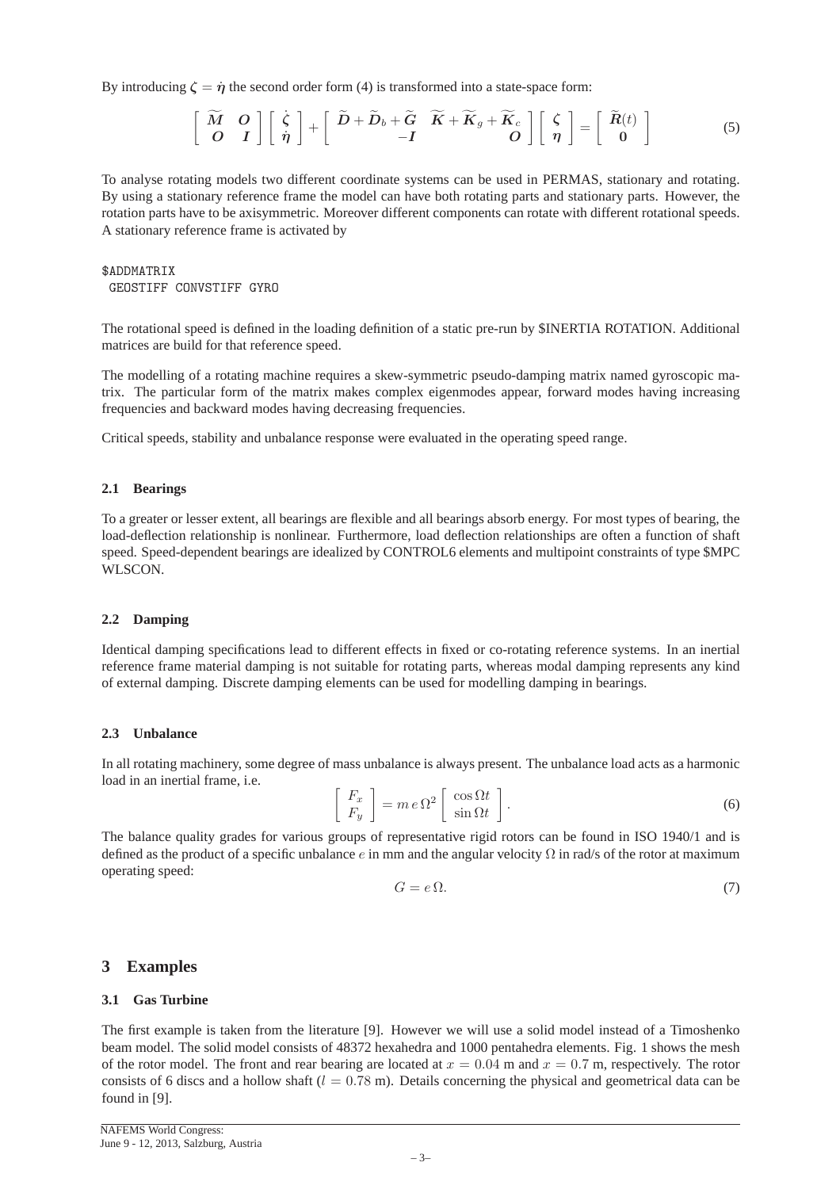By introducing $\boldsymbol{\zeta} = \dot{\boldsymbol{\eta}}$ the second order form (4) is transformed into a state-space form:

$$
\begin{bmatrix} \widetilde{\boldsymbol{M}} & \boldsymbol{O} \\ \boldsymbol{O} & \boldsymbol{I} \end{bmatrix} \begin{bmatrix} \dot{\boldsymbol{\zeta}} \\ \dot{\boldsymbol{\eta}} \end{bmatrix} + \begin{bmatrix} \widetilde{\boldsymbol{D}} + \widetilde{\boldsymbol{D}}_b + \widetilde{\boldsymbol{G}} & \widetilde{\boldsymbol{K}} + \widetilde{\boldsymbol{K}}_g + \widetilde{\boldsymbol{K}}_c \\ -\boldsymbol{I} & \boldsymbol{O} \end{bmatrix} \begin{bmatrix} \boldsymbol{\zeta} \\ \boldsymbol{\eta} \end{bmatrix} = \begin{bmatrix} \widetilde{\boldsymbol{R}}(t) \\ \boldsymbol{0} \end{bmatrix} \tag{5}
$$

To analyse rotating models two different coordinate systems can be used in PERMAS, stationary and rotating. By using a stationary reference frame the model can have both rotating parts and stationary parts. However, the rotation parts have to be axisymmetric. Moreover different components can rotate with different rotational speeds. A stationary reference frame is activated by

```
$ADDMATRIX
 GEOSTIFF CONVSTIFF GYRO
```

The rotational speed is defined in the loading definition of a static pre-run by $INERTIA ROTATION. Additional matrices are build for that reference speed.

The modelling of a rotating machine requires a skew-symmetric pseudo-damping matrix named gyroscopic matrix. The particular form of the matrix makes complex eigenmodes appear, forward modes having increasing frequencies and backward modes having decreasing frequencies.

Critical speeds, stability and unbalance response were evaluated in the operating speed range.

### 2.1 Bearings

To a greater or lesser extent, all bearings are flexible and all bearings absorb energy. For most types of bearing, the load-deflection relationship is nonlinear. Furthermore, load deflection relationships are often a function of shaft speed. Speed-dependent bearings are idealized by CONTROL6 elements and multipoint constraints of type $MPC WLSCON.

### 2.2 Damping

Identical damping specifications lead to different effects in fixed or co-rotating reference systems. In an inertial reference frame material damping is not suitable for rotating parts, whereas modal damping represents any kind of external damping. Discrete damping elements can be used for modelling damping in bearings.

### 2.3 Unbalance

In all rotating machinery, some degree of mass unbalance is always present. The unbalance load acts as a harmonic load in an inertial frame, i.e.

$$
\begin{bmatrix} F_x \\ F_y \end{bmatrix} = m\, e\, \Omega^2 \begin{bmatrix} \cos \Omega t \\ \sin \Omega t \end{bmatrix}. \tag{6}
$$

The balance quality grades for various groups of representative rigid rotors can be found in ISO 1940/1 and is defined as the product of a specific unbalance $e$ in mm and the angular velocity $\Omega$ in rad/s of the rotor at maximum operating speed:

$$
G = e\, \Omega. \tag{7}
$$

## 3 Examples

### 3.1 Gas Turbine

The first example is taken from the literature [9]. However we will use a solid model instead of a Timoshenko beam model. The solid model consists of 48372 hexahedra and 1000 pentahedra elements. Fig. 1 shows the mesh of the rotor model. The front and rear bearing are located at $x = 0.04$ m and $x = 0.7$ m, respectively. The rotor consists of 6 discs and a hollow shaft ($l = 0.78$ m). Details concerning the physical and geometrical data can be found in [9].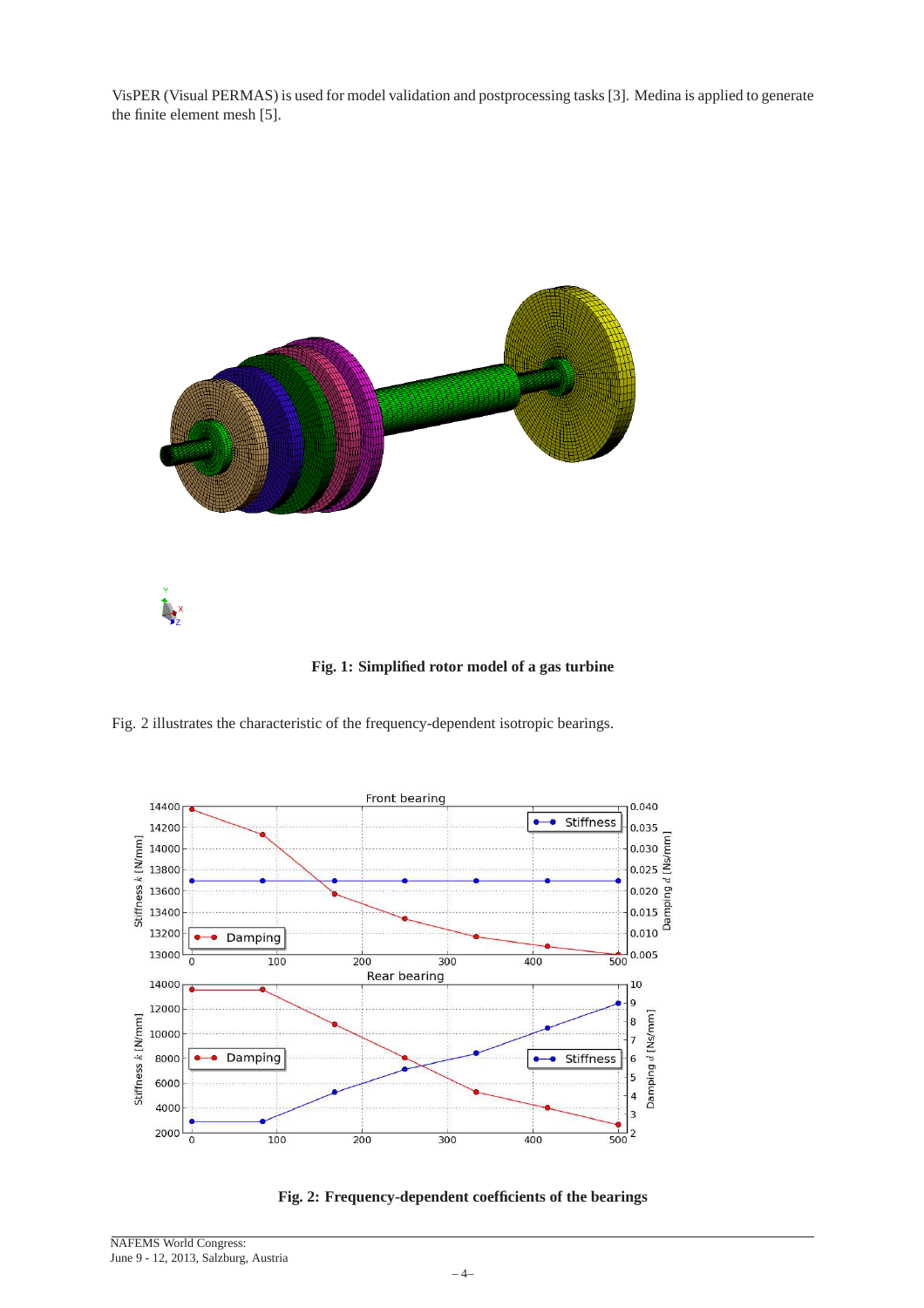VisPER (Visual PERMAS) is used for model validation and postprocessing tasks [3]. Medina is applied to generate the finite element mesh [5].

**Fig. 1: Simplified rotor model of a gas turbine**

Fig. 2 illustrates the characteristic of the frequency-dependent isotropic bearings.

**Fig. 2: Frequency-dependent coefficients of the bearings**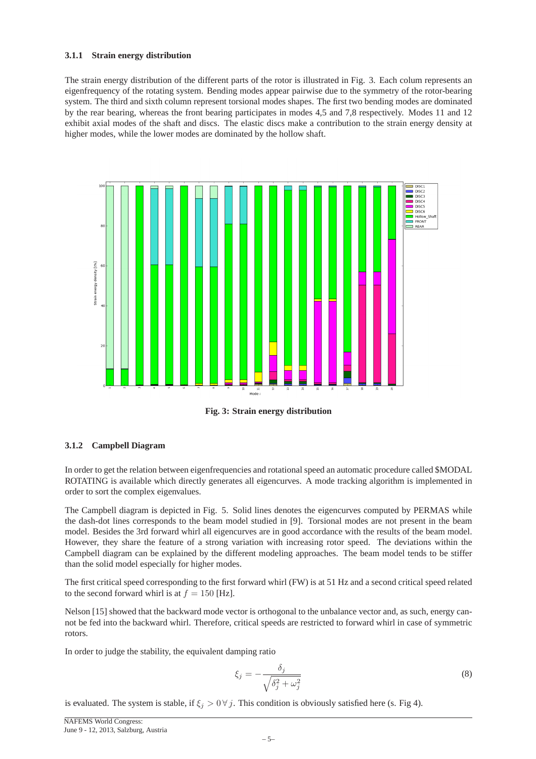### 3.1.1 Strain energy distribution

The strain energy distribution of the different parts of the rotor is illustrated in Fig. 3. Each colum represents an eigenfrequency of the rotating system. Bending modes appear pairwise due to the symmetry of the rotor-bearing system. The third and sixth column represent torsional modes shapes. The first two bending modes are dominated by the rear bearing, whereas the front bearing participates in modes 4,5 and 7,8 respectively. Modes 11 and 12 exhibit axial modes of the shaft and discs. The elastic discs make a contribution to the strain energy density at higher modes, while the lower modes are dominated by the hollow shaft.

**Fig. 3: Strain energy distribution**

### 3.1.2 Campbell Diagram

In order to get the relation between eigenfrequencies and rotational speed an automatic procedure called $MODAL ROTATING is available which directly generates all eigencurves. A mode tracking algorithm is implemented in order to sort the complex eigenvalues.

The Campbell diagram is depicted in Fig. 5. Solid lines denotes the eigencurves computed by PERMAS while the dash-dot lines corresponds to the beam model studied in [9]. Torsional modes are not present in the beam model. Besides the 3rd forward whirl all eigencurves are in good accordance with the results of the beam model. However, they share the feature of a strong variation with increasing rotor speed. The deviations within the Campbell diagram can be explained by the different modeling approaches. The beam model tends to be stiffer than the solid model especially for higher modes.

The first critical speed corresponding to the first forward whirl (FW) is at 51 Hz and a second critical speed related to the second forward whirl is at $f = 150$ [Hz].

Nelson [15] showed that the backward mode vector is orthogonal to the unbalance vector and, as such, energy cannot be fed into the backward whirl. Therefore, critical speeds are restricted to forward whirl in case of symmetric rotors.

In order to judge the stability, the equivalent damping ratio

$$\xi_j = -\frac{\delta_j}{\sqrt{\delta_j^2 + \omega_j^2}} \tag{8}$$

is evaluated. The system is stable, if $\xi_j > 0 \,\forall\, j$. This condition is obviously satisfied here (s. Fig 4).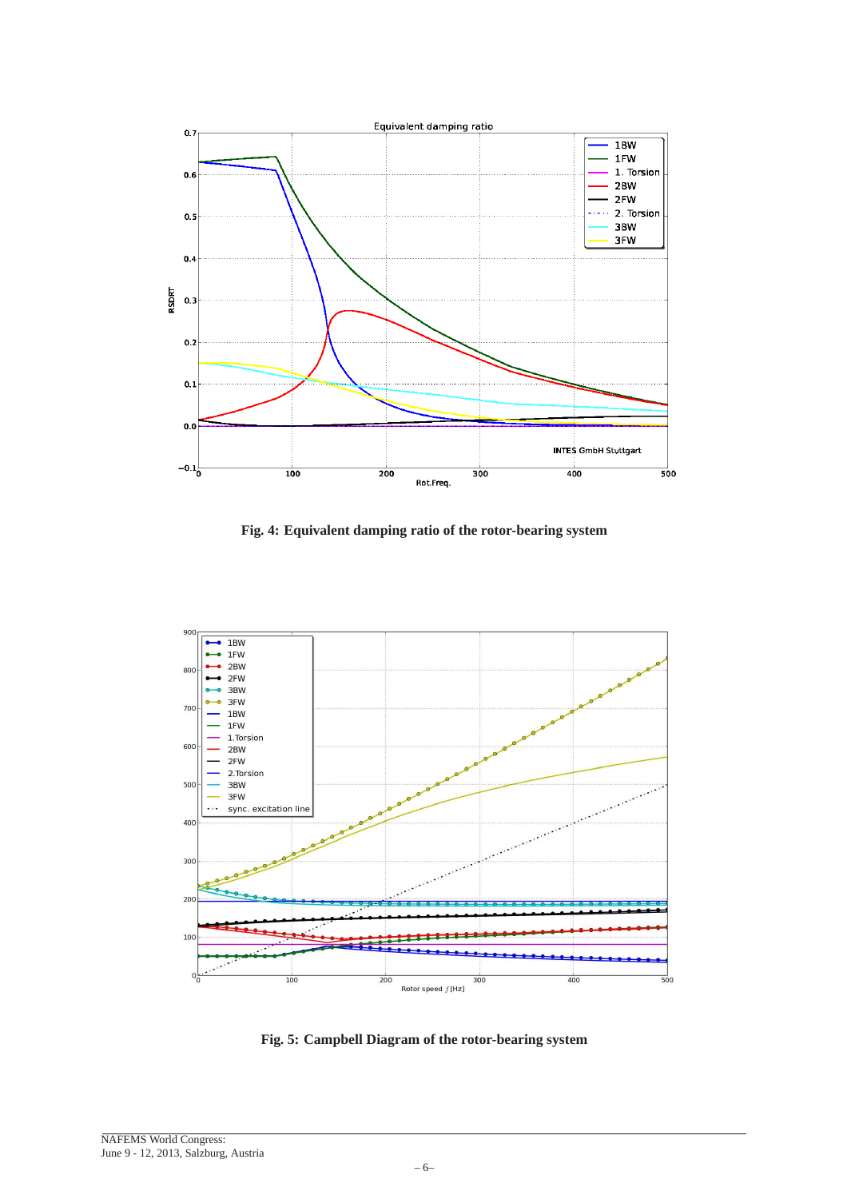**Fig. 4: Equivalent damping ratio of the rotor-bearing system**

**Fig. 5: Campbell Diagram of the rotor-bearing system**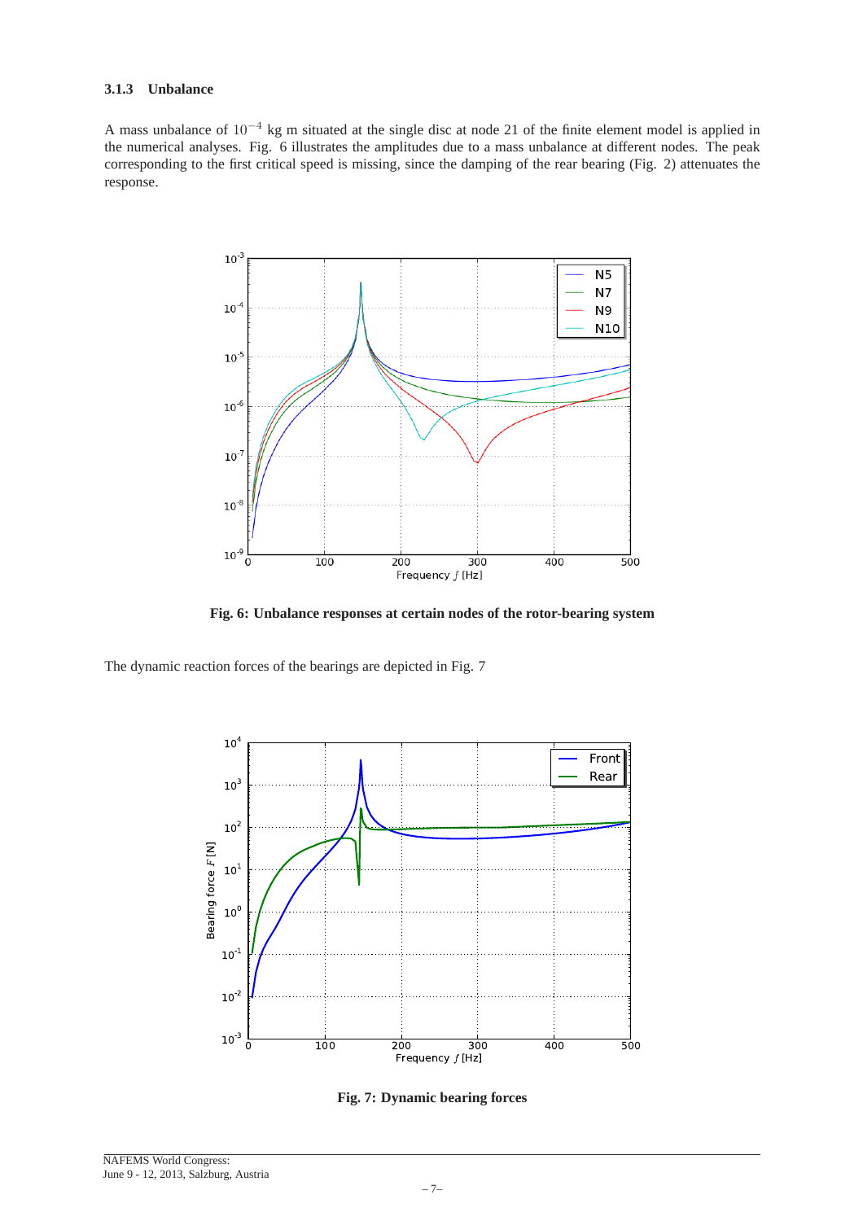### 3.1.3 Unbalance

A mass unbalance of $10^{-4}$ kg m situated at the single disc at node 21 of the finite element model is applied in the numerical analyses. Fig. 6 illustrates the amplitudes due to a mass unbalance at different nodes. The peak corresponding to the first critical speed is missing, since the damping of the rear bearing (Fig. 2) attenuates the response.

**Fig. 6: Unbalance responses at certain nodes of the rotor-bearing system**

The dynamic reaction forces of the bearings are depicted in Fig. 7

**Fig. 7: Dynamic bearing forces**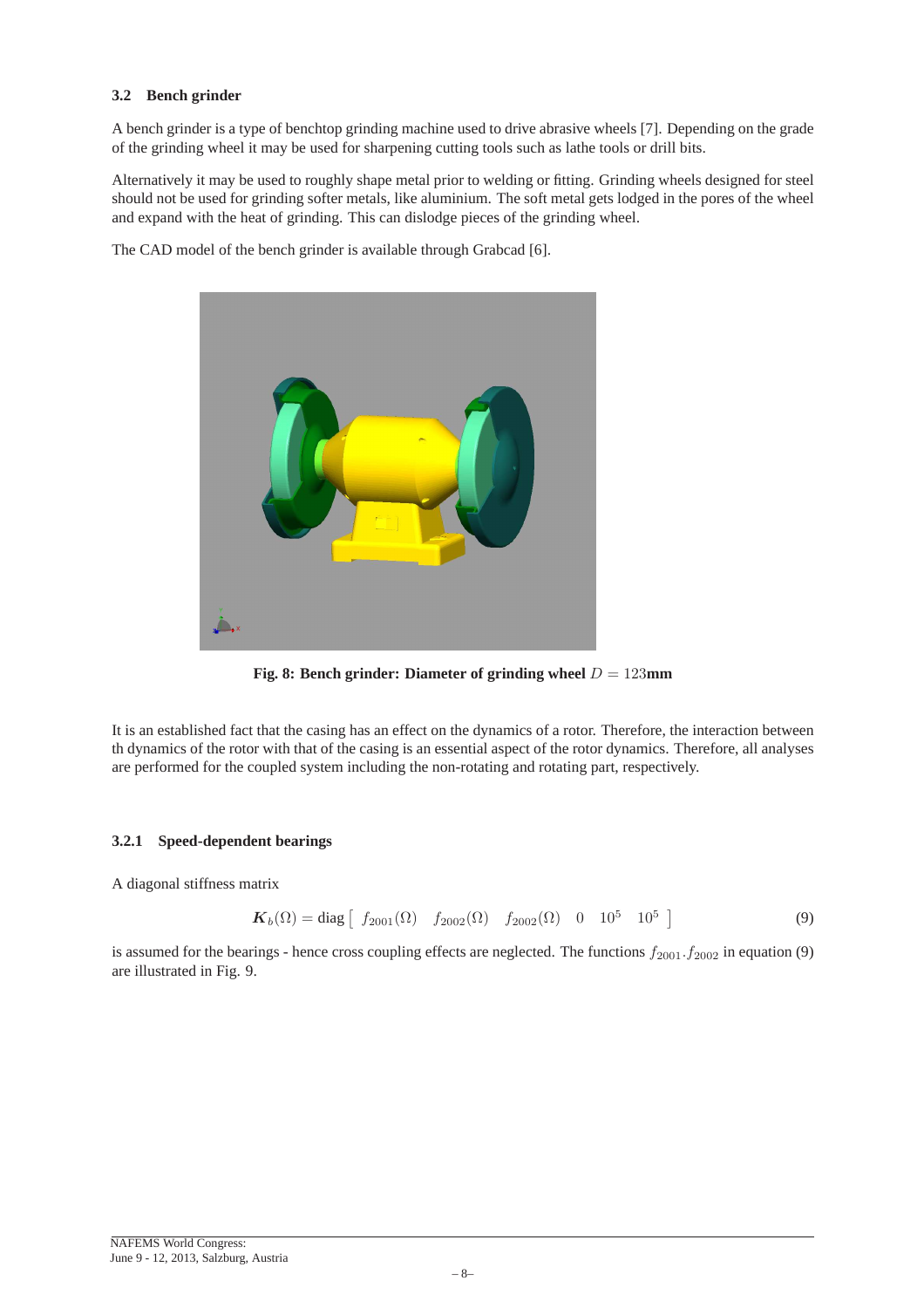### 3.2 Bench grinder

A bench grinder is a type of benchtop grinding machine used to drive abrasive wheels [7]. Depending on the grade of the grinding wheel it may be used for sharpening cutting tools such as lathe tools or drill bits.

Alternatively it may be used to roughly shape metal prior to welding or fitting. Grinding wheels designed for steel should not be used for grinding softer metals, like aluminium. The soft metal gets lodged in the pores of the wheel and expand with the heat of grinding. This can dislodge pieces of the grinding wheel.

The CAD model of the bench grinder is available through Grabcad [6].

**Fig. 8: Bench grinder: Diameter of grinding wheel $D = 123$mm**

It is an established fact that the casing has an effect on the dynamics of a rotor. Therefore, the interaction between th dynamics of the rotor with that of the casing is an essential aspect of the rotor dynamics. Therefore, all analyses are performed for the coupled system including the non-rotating and rotating part, respectively.

#### 3.2.1 Speed-dependent bearings

A diagonal stiffness matrix

$$\boldsymbol{K}_b(\Omega) = \text{diag} \left[ \begin{array}{cccccc} f_{2001}(\Omega) & f_{2002}(\Omega) & f_{2002}(\Omega) & 0 & 10^5 & 10^5 \end{array} \right] \tag{9}$$

is assumed for the bearings - hence cross coupling effects are neglected. The functions $f_{2001}.f_{2002}$ in equation (9) are illustrated in Fig. 9.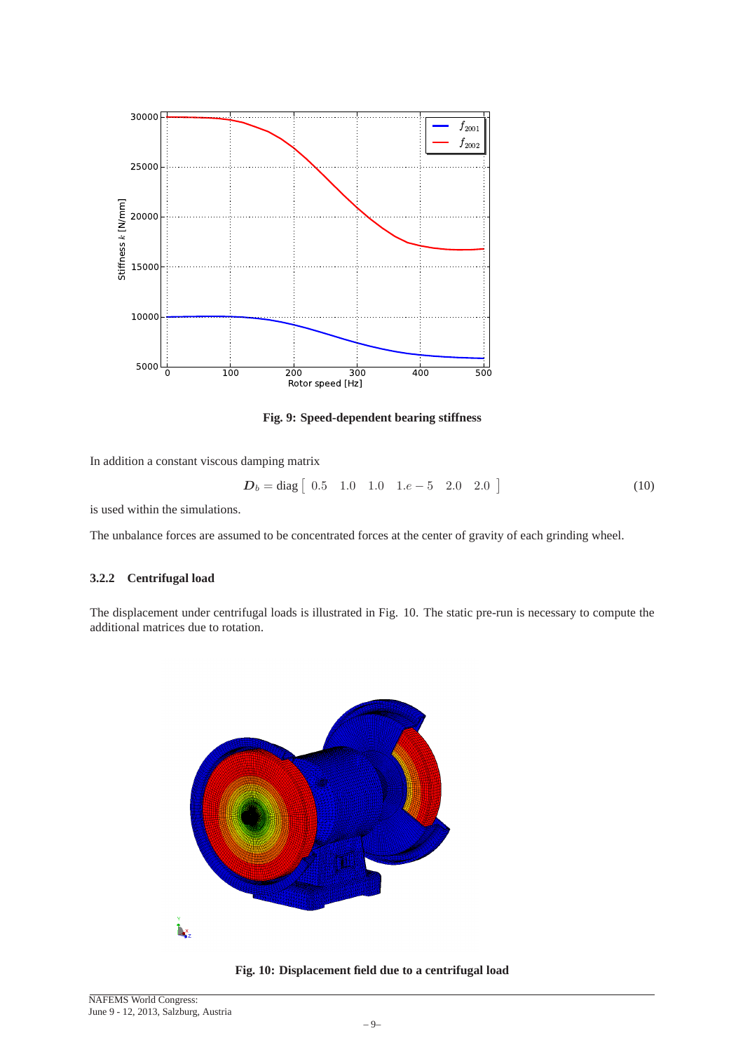Fig. 9: Speed-dependent bearing stiffness

In addition a constant viscous damping matrix

$$\boldsymbol{D}_b = \mathrm{diag}\left[\begin{array}{cccccc} 0.5 & 1.0 & 1.0 & 1.e-5 & 2.0 & 2.0 \end{array}\right] \tag{10}$$

is used within the simulations.

The unbalance forces are assumed to be concentrated forces at the center of gravity of each grinding wheel.

### 3.2.2 Centrifugal load

The displacement under centrifugal loads is illustrated in Fig. 10. The static pre-run is necessary to compute the additional matrices due to rotation.

Fig. 10: Displacement field due to a centrifugal load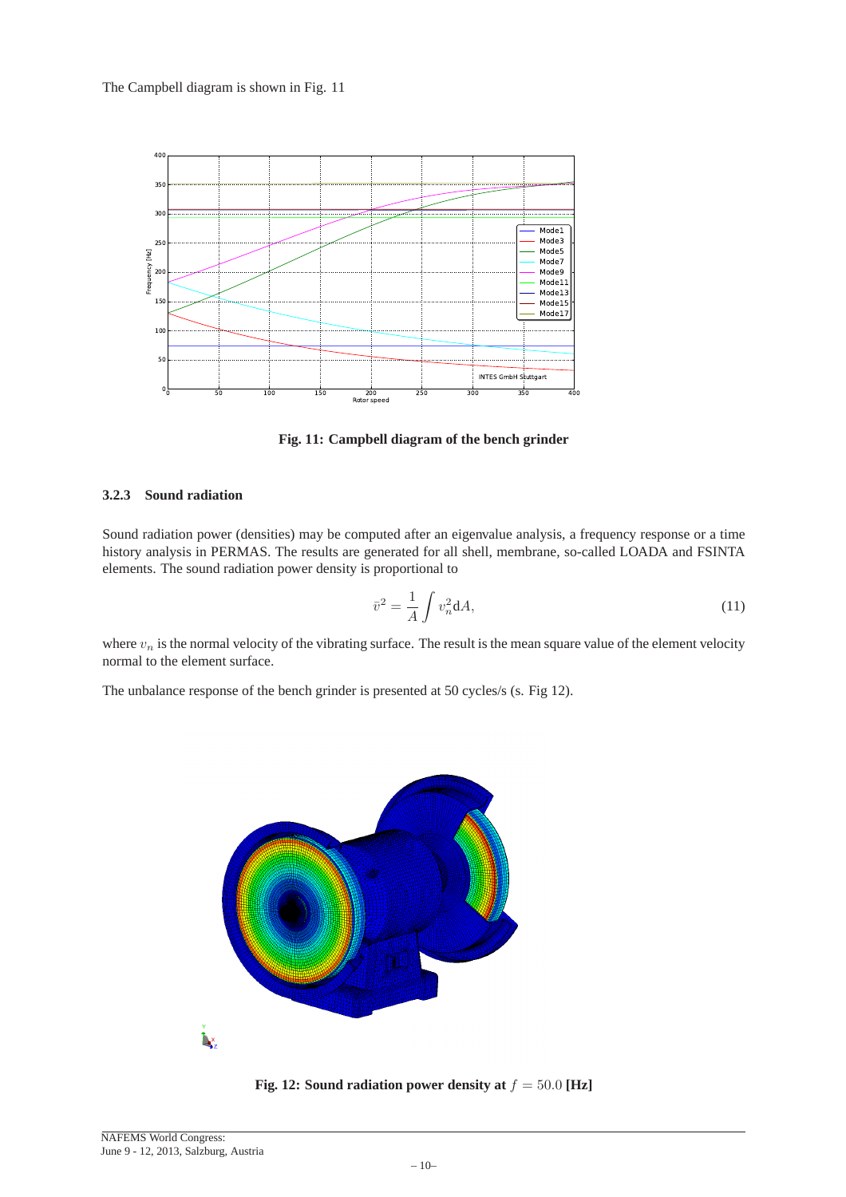The Campbell diagram is shown in Fig. 11

**Fig. 11: Campbell diagram of the bench grinder**

### 3.2.3 Sound radiation

Sound radiation power (densities) may be computed after an eigenvalue analysis, a frequency response or a time history analysis in PERMAS. The results are generated for all shell, membrane, so-called LOADA and FSINTA elements. The sound radiation power density is proportional to

$$\bar{v}^2 = \frac{1}{A} \int v_n^2 \mathrm{d}A, \tag{11}$$

where $v_n$ is the normal velocity of the vibrating surface. The result is the mean square value of the element velocity normal to the element surface.

The unbalance response of the bench grinder is presented at 50 cycles/s (s. Fig 12).

**Fig. 12: Sound radiation power density at $f = 50.0$ [Hz]**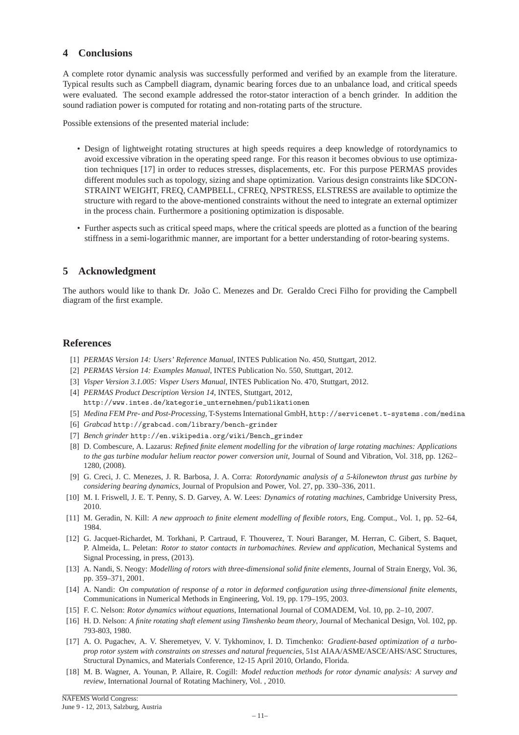## 4 Conclusions

A complete rotor dynamic analysis was successfully performed and verified by an example from the literature. Typical results such as Campbell diagram, dynamic bearing forces due to an unbalance load, and critical speeds were evaluated. The second example addressed the rotor-stator interaction of a bench grinder. In addition the sound radiation power is computed for rotating and non-rotating parts of the structure.

Possible extensions of the presented material include:

- Design of lightweight rotating structures at high speeds requires a deep knowledge of rotordynamics to avoid excessive vibration in the operating speed range. For this reason it becomes obvious to use optimization techniques [17] in order to reduces stresses, displacements, etc. For this purpose PERMAS provides different modules such as topology, sizing and shape optimization. Various design constraints like $DCONSTRAINT WEIGHT, FREQ, CAMPBELL, CFREQ, NPSTRESS, ELSTRESS are available to optimize the structure with regard to the above-mentioned constraints without the need to integrate an external optimizer in the process chain. Furthermore a positioning optimization is disposable.
- Further aspects such as critical speed maps, where the critical speeds are plotted as a function of the bearing stiffness in a semi-logarithmic manner, are important for a better understanding of rotor-bearing systems.

## 5 Acknowledgment

The authors would like to thank Dr. João C. Menezes and Dr. Geraldo Creci Filho for providing the Campbell diagram of the first example.

## References

[1] *PERMAS Version 14: Users' Reference Manual*, INTES Publication No. 450, Stuttgart, 2012.

[2] *PERMAS Version 14: Examples Manual*, INTES Publication No. 550, Stuttgart, 2012.

[3] *Visper Version 3.1.005: Visper Users Manual*, INTES Publication No. 470, Stuttgart, 2012.

[4] *PERMAS Product Description Version 14*, INTES, Stuttgart, 2012, http://www.intes.de/kategorie_unternehmen/publikationen

[5] *Medina FEM Pre- and Post-Processing*, T-Systems International GmbH, http://servicenet.t-systems.com/medina

[6] *Grabcad* http://grabcad.com/library/bench-grinder

[7] *Bench grinder* http://en.wikipedia.org/wiki/Bench_grinder

[8] D. Combescure, A. Lazarus: *Refined finite element modelling for the vibration of large rotating machines: Applications to the gas turbine modular helium reactor power conversion unit*, Journal of Sound and Vibration, Vol. 318, pp. 1262–1280, (2008).

[9] G. Creci, J. C. Menezes, J. R. Barbosa, J. A. Corra: *Rotordynamic analysis of a 5-kilonewton thrust gas turbine by considering bearing dynamics*, Journal of Propulsion and Power, Vol. 27, pp. 330–336, 2011.

[10] M. I. Friswell, J. E. T. Penny, S. D. Garvey, A. W. Lees: *Dynamics of rotating machines*, Cambridge University Press, 2010.

[11] M. Geradin, N. Kill: *A new approach to finite element modelling of flexible rotors*, Eng. Comput., Vol. 1, pp. 52–64, 1984.

[12] G. Jacquet-Richardet, M. Torkhani, P. Cartraud, F. Thouverez, T. Nouri Baranger, M. Herran, C. Gibert, S. Baquet, P. Almeida, L. Peletan: *Rotor to stator contacts in turbomachines. Review and application*, Mechanical Systems and Signal Processing, in press, (2013).

[13] A. Nandi, S. Neogy: *Modelling of rotors with three-dimensional solid finite elements*, Journal of Strain Energy, Vol. 36, pp. 359–371, 2001.

[14] A. Nandi: *On computation of response of a rotor in deformed configuration using three-dimensional finite elements*, Communications in Numerical Methods in Engineering, Vol. 19, pp. 179–195, 2003.

[15] F. C. Nelson: *Rotor dynamics without equations*, International Journal of COMADEM, Vol. 10, pp. 2–10, 2007.

[16] H. D. Nelson: *A finite rotating shaft element using Timshenko beam theory*, Journal of Mechanical Design, Vol. 102, pp. 793-803, 1980.

[17] A. O. Pugachev, A. V. Sheremetyev, V. V. Tykhominov, I. D. Timchenko: *Gradient-based optimization of a turboprop rotor system with constraints on stresses and natural frequencies*, 51st AIAA/ASME/ASCE/AHS/ASC Structures, Structural Dynamics, and Materials Conference, 12-15 April 2010, Orlando, Florida.

[18] M. B. Wagner, A. Younan, P. Allaire, R. Cogill: *Model reduction methods for rotor dynamic analysis: A survey and review*, International Journal of Rotating Machinery, Vol. , 2010.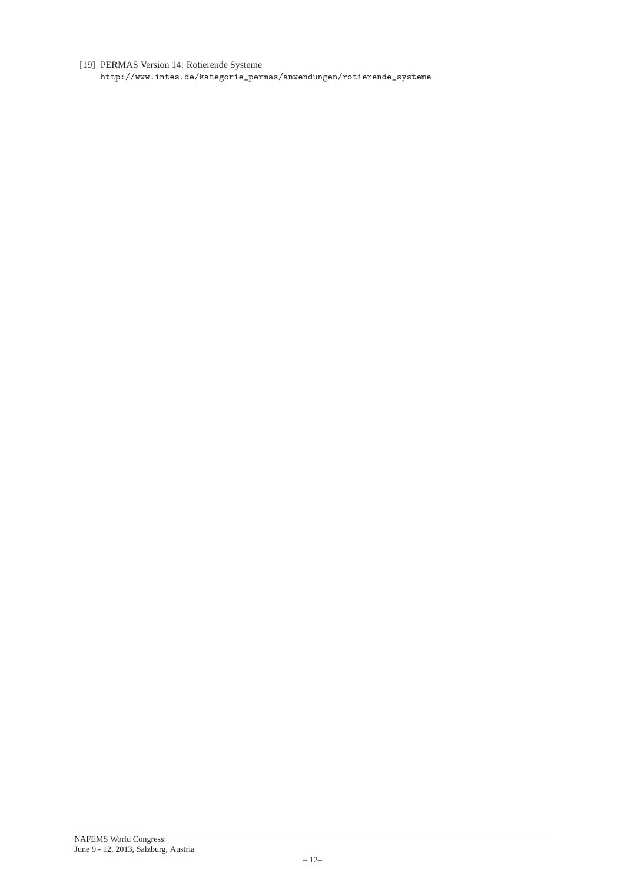[19] PERMAS Version 14: Rotierende Systeme
http://www.intes.de/kategorie_permas/anwendungen/rotierende_systeme